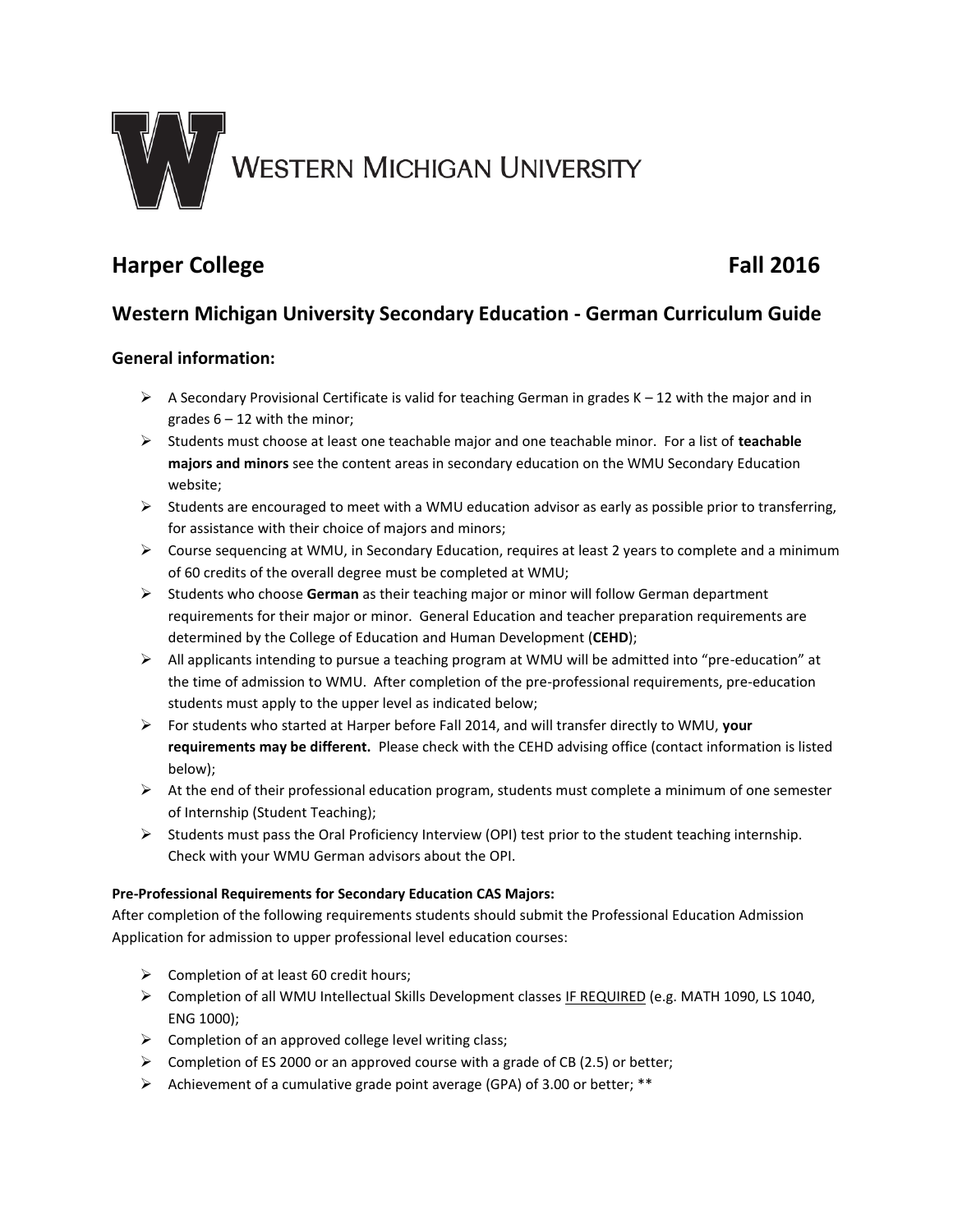WESTERN MICHIGAN UNIVERSITY

## Harper College Fall 2016

## Western Michigan University Secondary Education - German Curriculum Guide

### General information:

- A Secondary Provisional Certificate is valid for teaching German in grades K – 12 with the major and in grades 6 – 12 with the minor;
- Students must choose at least one teachable major and one teachable minor. For a list of **teachable majors and minors** see the content areas in secondary education on the WMU Secondary Education website;
- Students are encouraged to meet with a WMU education advisor as early as possible prior to transferring, for assistance with their choice of majors and minors;
- Course sequencing at WMU, in Secondary Education, requires at least 2 years to complete and a minimum of 60 credits of the overall degree must be completed at WMU;
- Students who choose **German** as their teaching major or minor will follow German department requirements for their major or minor. General Education and teacher preparation requirements are determined by the College of Education and Human Development (**CEHD**);
- All applicants intending to pursue a teaching program at WMU will be admitted into "pre-education" at the time of admission to WMU. After completion of the pre-professional requirements, pre-education students must apply to the upper level as indicated below;
- For students who started at Harper before Fall 2014, and will transfer directly to WMU, **your requirements may be different.** Please check with the CEHD advising office (contact information is listed below);
- At the end of their professional education program, students must complete a minimum of one semester of Internship (Student Teaching);
- Students must pass the Oral Proficiency Interview (OPI) test prior to the student teaching internship. Check with your WMU German advisors about the OPI.

**Pre-Professional Requirements for Secondary Education CAS Majors:**

After completion of the following requirements students should submit the Professional Education Admission Application for admission to upper professional level education courses:

- Completion of at least 60 credit hours;
- Completion of all WMU Intellectual Skills Development classes <u>IF REQUIRED</u> (e.g. MATH 1090, LS 1040, ENG 1000);
- Completion of an approved college level writing class;
- Completion of ES 2000 or an approved course with a grade of CB (2.5) or better;
- Achievement of a cumulative grade point average (GPA) of 3.00 or better; **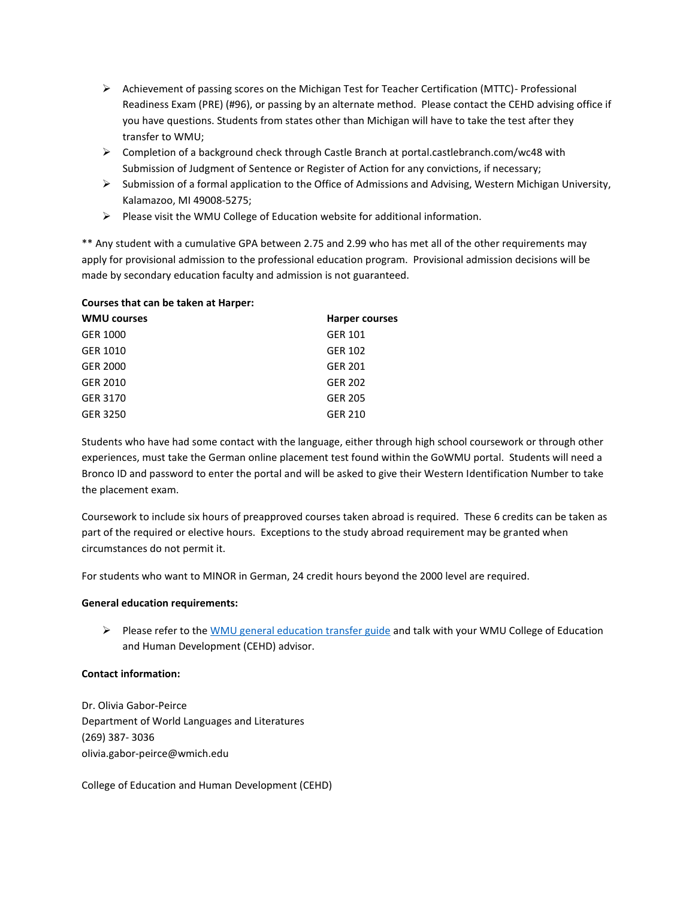- Achievement of passing scores on the Michigan Test for Teacher Certification (MTTC)- Professional Readiness Exam (PRE) (#96), or passing by an alternate method. Please contact the CEHD advising office if you have questions. Students from states other than Michigan will have to take the test after they transfer to WMU;
- Completion of a background check through Castle Branch at portal.castlebranch.com/wc48 with Submission of Judgment of Sentence or Register of Action for any convictions, if necessary;
- Submission of a formal application to the Office of Admissions and Advising, Western Michigan University, Kalamazoo, MI 49008-5275;
- Please visit the WMU College of Education website for additional information.

** Any student with a cumulative GPA between 2.75 and 2.99 who has met all of the other requirements may apply for provisional admission to the professional education program. Provisional admission decisions will be made by secondary education faculty and admission is not guaranteed.

**Courses that can be taken at Harper:**

| WMU courses | Harper courses |
|---|---|
| GER 1000 | GER 101 |
| GER 1010 | GER 102 |
| GER 2000 | GER 201 |
| GER 2010 | GER 202 |
| GER 3170 | GER 205 |
| GER 3250 | GER 210 |

Students who have had some contact with the language, either through high school coursework or through other experiences, must take the German online placement test found within the GoWMU portal. Students will need a Bronco ID and password to enter the portal and will be asked to give their Western Identification Number to take the placement exam.

Coursework to include six hours of preapproved courses taken abroad is required. These 6 credits can be taken as part of the required or elective hours. Exceptions to the study abroad requirement may be granted when circumstances do not permit it.

For students who want to MINOR in German, 24 credit hours beyond the 2000 level are required.

**General education requirements:**

- Please refer to the WMU general education transfer guide and talk with your WMU College of Education and Human Development (CEHD) advisor.

**Contact information:**

Dr. Olivia Gabor-Peirce
Department of World Languages and Literatures
(269) 387- 3036
olivia.gabor-peirce@wmich.edu

College of Education and Human Development (CEHD)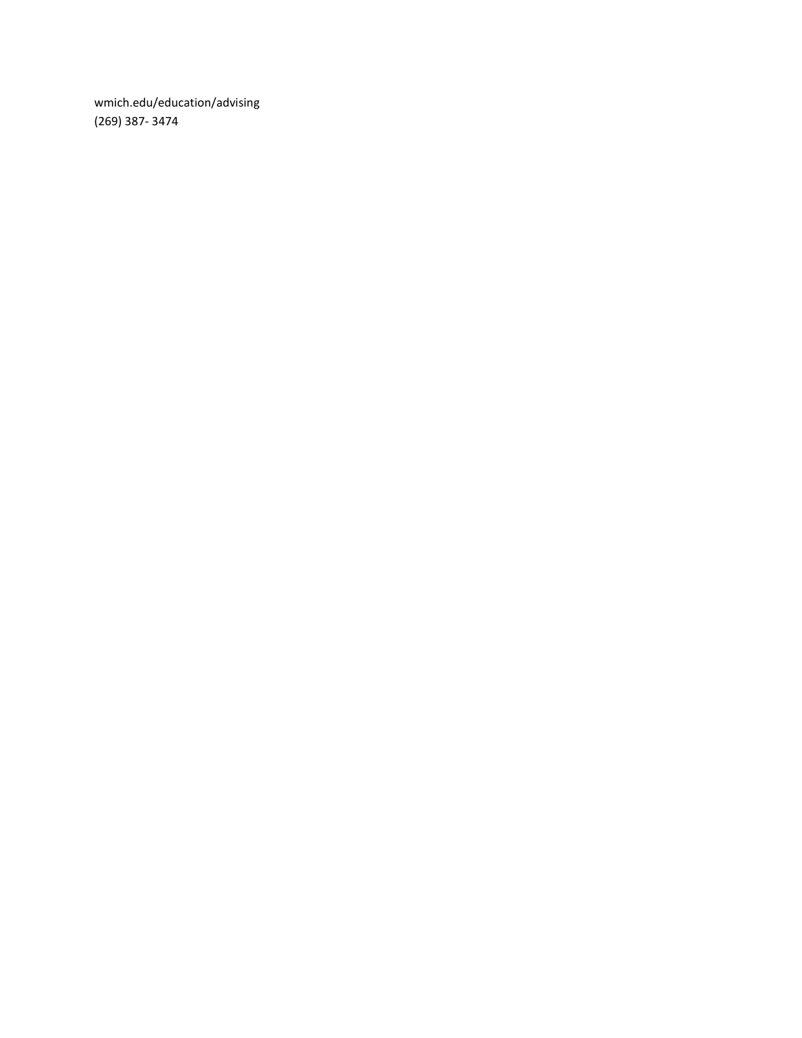wmich.edu/education/advising
(269) 387- 3474